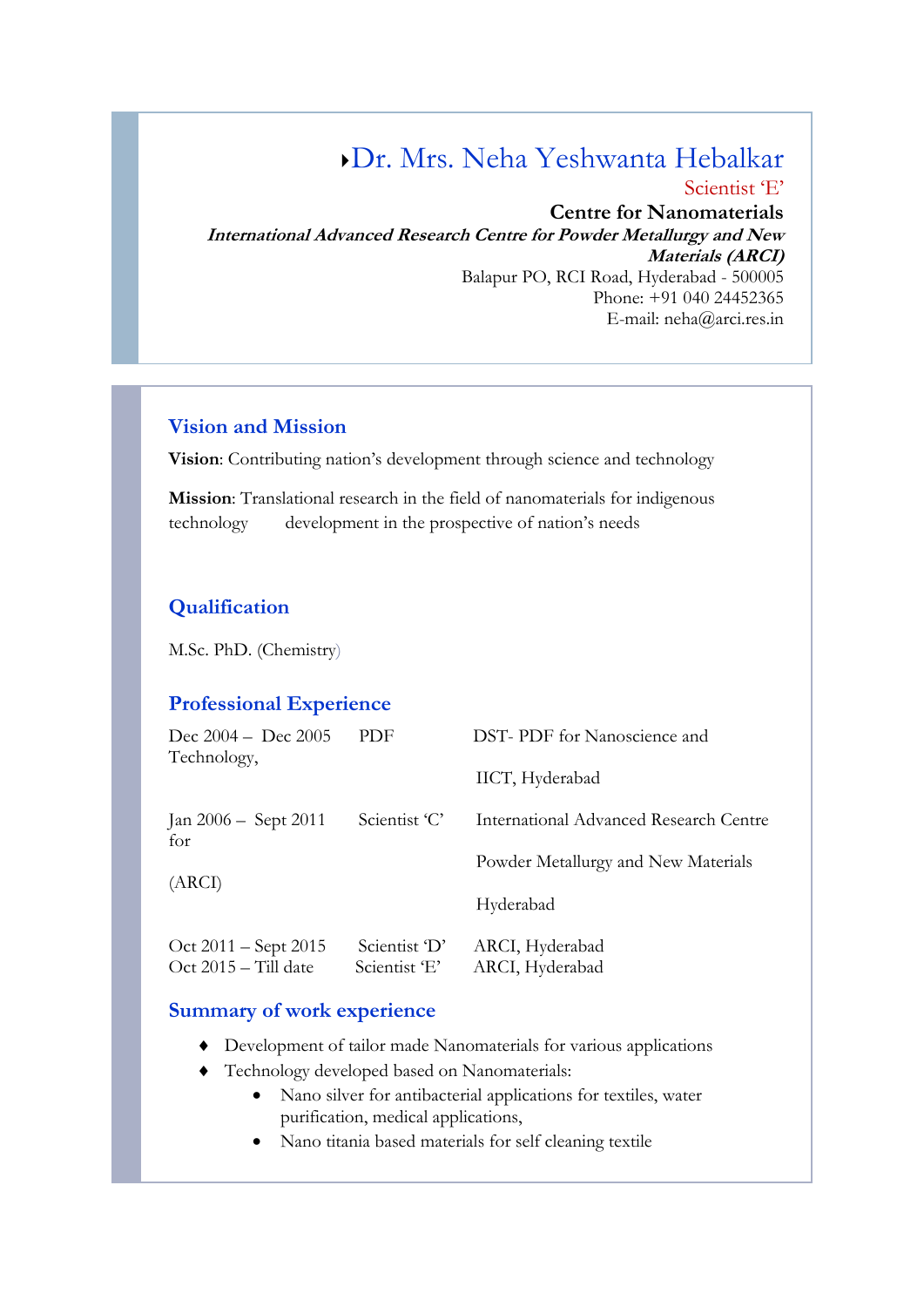# Dr. Mrs. Neha Yeshwanta Hebalkar

Scientist 'E'

**Centre for Nanomaterials**

***International Advanced Research Centre for Powder Metallurgy and New Materials (ARCI)***

Balapur PO, RCI Road, Hyderabad - 500005

Phone: +91 040 24452365

E-mail: neha@arci.res.in

## Vision and Mission

**Vision**: Contributing nation's development through science and technology

**Mission**: Translational research in the field of nanomaterials for indigenous technology development in the prospective of nation's needs

## Qualification

M.Sc. PhD. (Chemistry)

## Professional Experience

| | | |
|---|---|---|
| Dec 2004 – Dec 2005 | PDF | DST- PDF for Nanoscience and Technology, IICT, Hyderabad |
| Jan 2006 – Sept 2011 | Scientist 'C' | International Advanced Research Centre for Powder Metallurgy and New Materials (ARCI) Hyderabad |
| Oct 2011 – Sept 2015 | Scientist 'D' | ARCI, Hyderabad |
| Oct 2015 – Till date | Scientist 'E' | ARCI, Hyderabad |

## Summary of work experience

- Development of tailor made Nanomaterials for various applications
- Technology developed based on Nanomaterials:
  - Nano silver for antibacterial applications for textiles, water purification, medical applications,
  - Nano titania based materials for self cleaning textile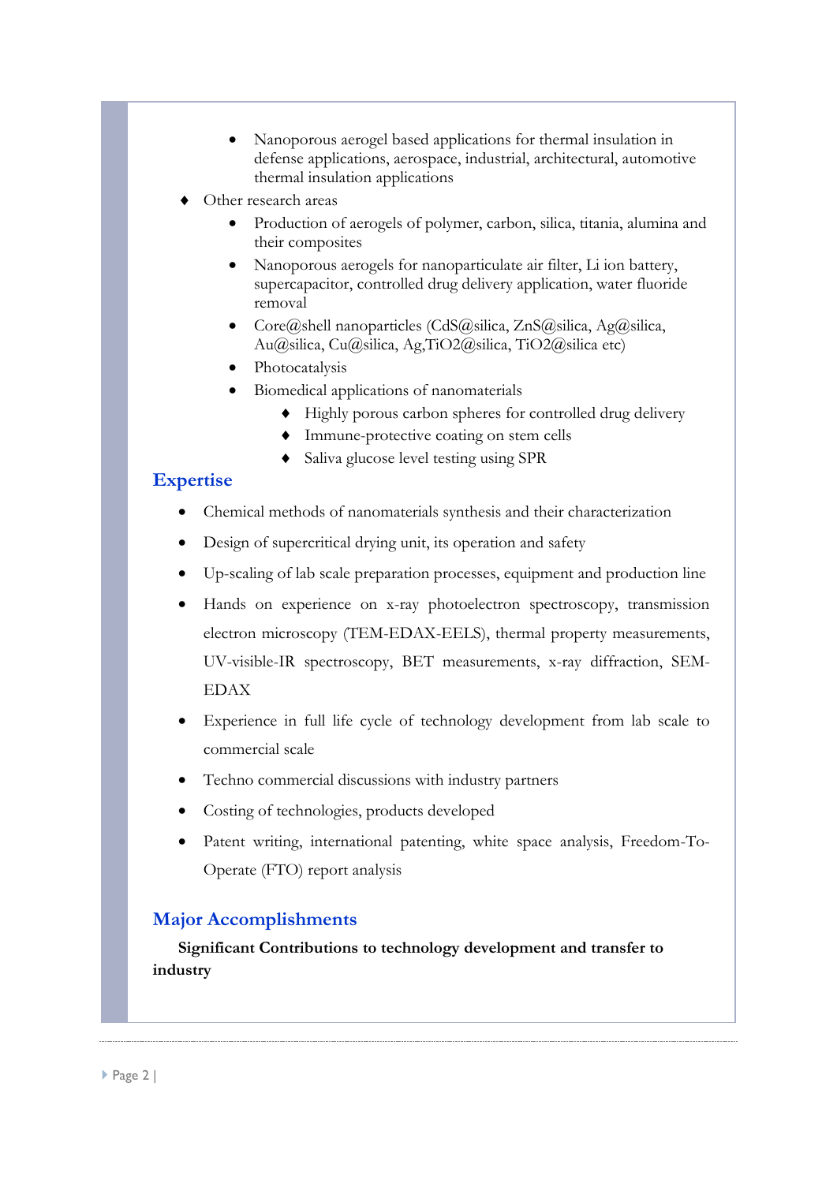- Nanoporous aerogel based applications for thermal insulation in defense applications, aerospace, industrial, architectural, automotive thermal insulation applications
- Other research areas
  - Production of aerogels of polymer, carbon, silica, titania, alumina and their composites
  - Nanoporous aerogels for nanoparticulate air filter, Li ion battery, supercapacitor, controlled drug delivery application, water fluoride removal
  - Core@shell nanoparticles (CdS@silica, ZnS@silica, Ag@silica, Au@silica, Cu@silica, Ag,TiO2@silica, TiO2@silica etc)
  - Photocatalysis
  - Biomedical applications of nanomaterials
    - Highly porous carbon spheres for controlled drug delivery
    - Immune-protective coating on stem cells
    - Saliva glucose level testing using SPR

## Expertise

- Chemical methods of nanomaterials synthesis and their characterization
- Design of supercritical drying unit, its operation and safety
- Up-scaling of lab scale preparation processes, equipment and production line
- Hands on experience on x-ray photoelectron spectroscopy, transmission electron microscopy (TEM-EDAX-EELS), thermal property measurements, UV-visible-IR spectroscopy, BET measurements, x-ray diffraction, SEM-EDAX
- Experience in full life cycle of technology development from lab scale to commercial scale
- Techno commercial discussions with industry partners
- Costing of technologies, products developed
- Patent writing, international patenting, white space analysis, Freedom-To-Operate (FTO) report analysis

## Major Accomplishments

**Significant Contributions to technology development and transfer to industry**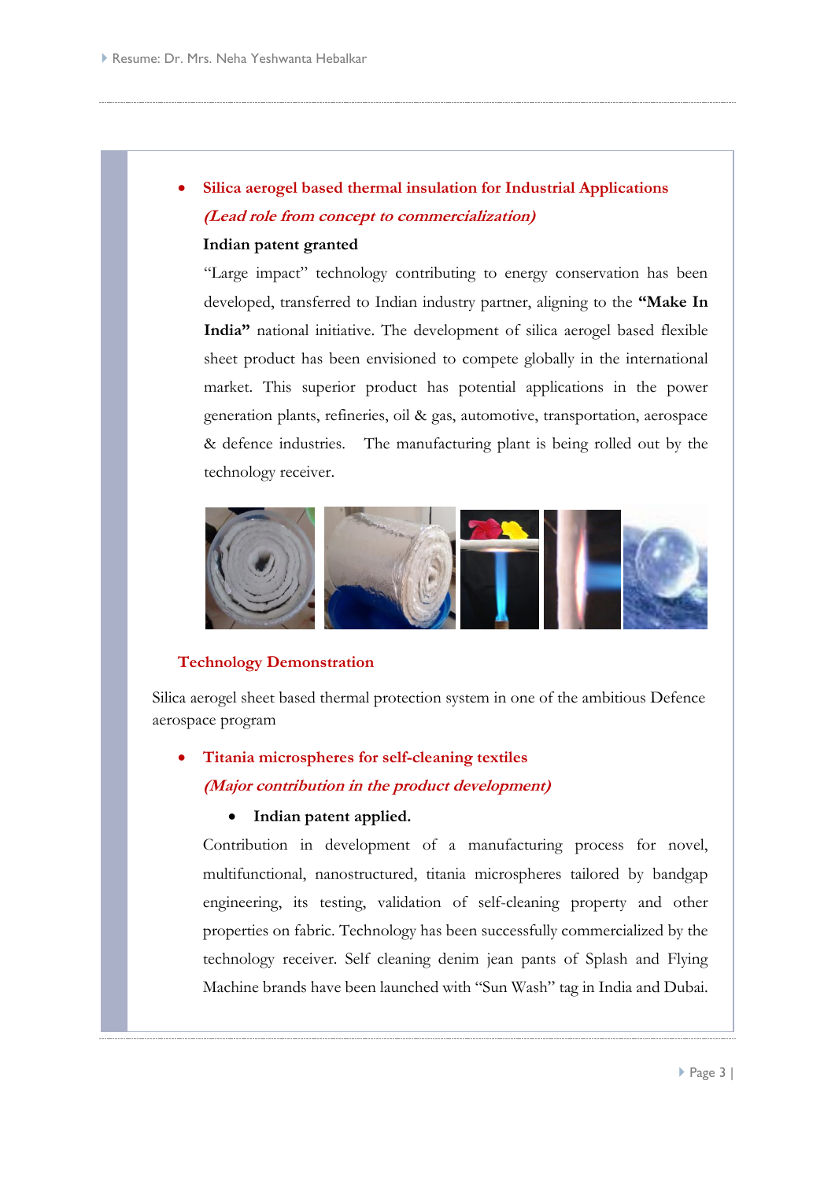- **Silica aerogel based thermal insulation for Industrial Applications**

  ***(Lead role from concept to commercialization)***

  **Indian patent granted**

  "Large impact" technology contributing to energy conservation has been developed, transferred to Indian industry partner, aligning to the **"Make In India"** national initiative. The development of silica aerogel based flexible sheet product has been envisioned to compete globally in the international market. This superior product has potential applications in the power generation plants, refineries, oil & gas, automotive, transportation, aerospace & defence industries. The manufacturing plant is being rolled out by the technology receiver.

**Technology Demonstration**

Silica aerogel sheet based thermal protection system in one of the ambitious Defence aerospace program

- **Titania microspheres for self-cleaning textiles**

  ***(Major contribution in the product development)***

  - **Indian patent applied.**

  Contribution in development of a manufacturing process for novel, multifunctional, nanostructured, titania microspheres tailored by bandgap engineering, its testing, validation of self-cleaning property and other properties on fabric. Technology has been successfully commercialized by the technology receiver. Self cleaning denim jean pants of Splash and Flying Machine brands have been launched with "Sun Wash" tag in India and Dubai.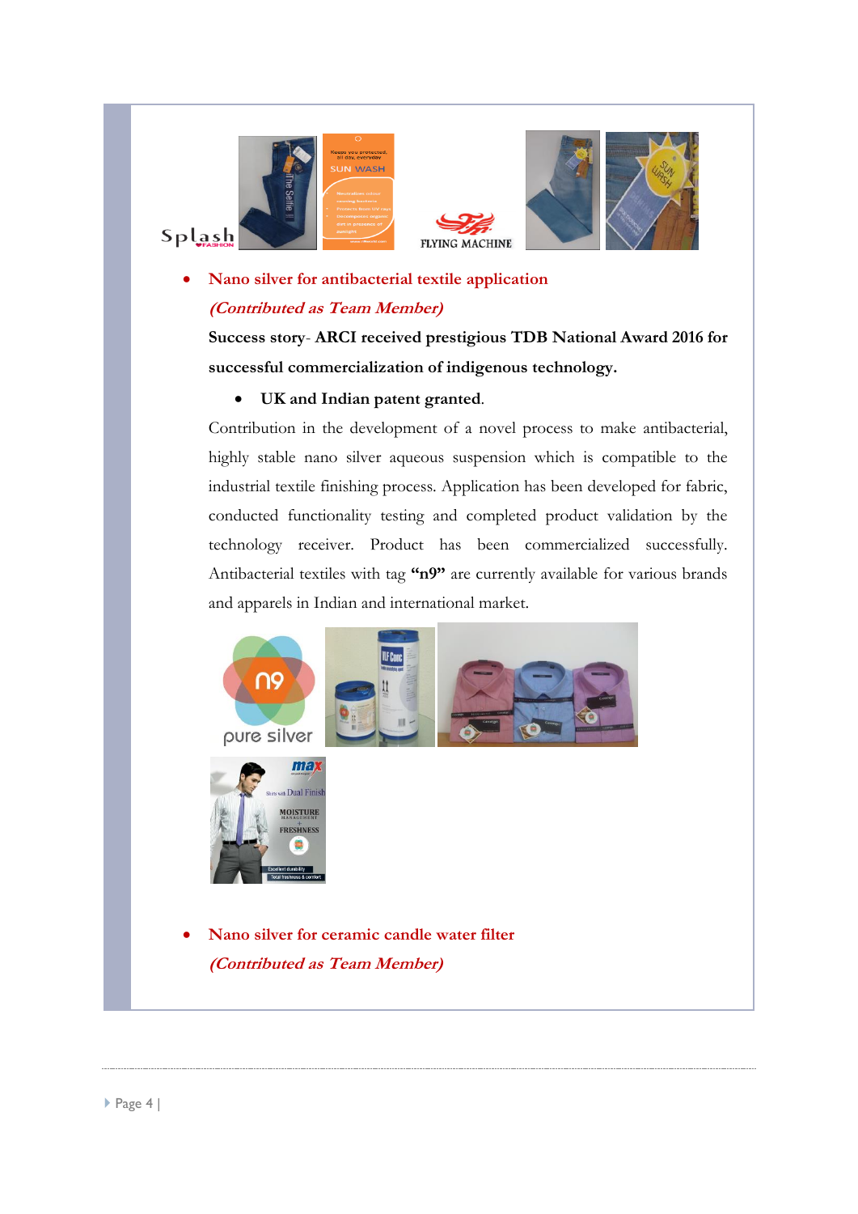- **Nano silver for antibacterial textile application**

  ***(Contributed as Team Member)***

  **Success story- ARCI received prestigious TDB National Award 2016 for successful commercialization of indigenous technology.**

  - **UK and Indian patent granted**.

  Contribution in the development of a novel process to make antibacterial, highly stable nano silver aqueous suspension which is compatible to the industrial textile finishing process. Application has been developed for fabric, conducted functionality testing and completed product validation by the technology receiver. Product has been commercialized successfully. Antibacterial textiles with tag **"n9"** are currently available for various brands and apparels in Indian and international market.

- **Nano silver for ceramic candle water filter**

  ***(Contributed as Team Member)***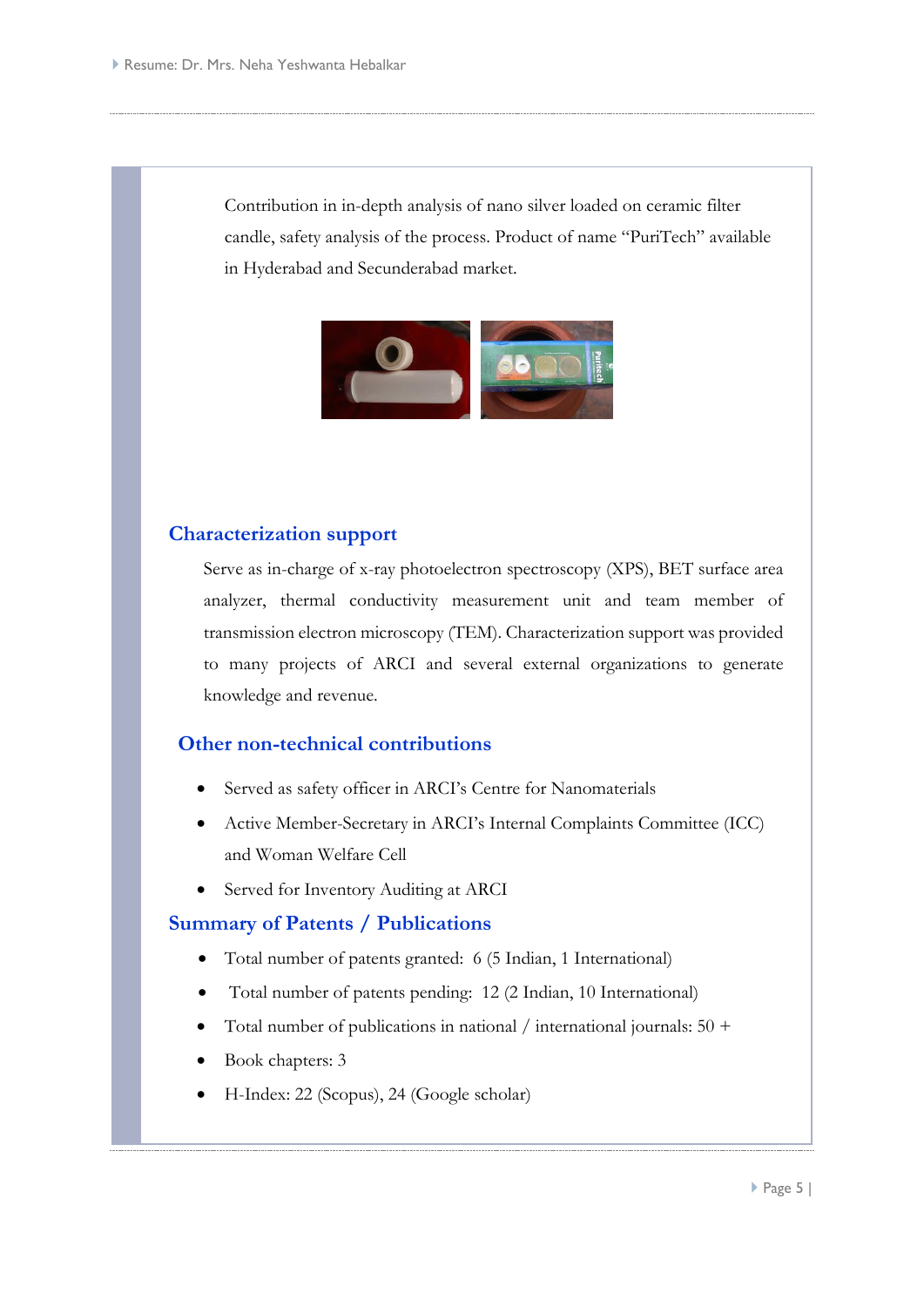Contribution in in-depth analysis of nano silver loaded on ceramic filter candle, safety analysis of the process. Product of name "PuriTech" available in Hyderabad and Secunderabad market.

## Characterization support

Serve as in-charge of x-ray photoelectron spectroscopy (XPS), BET surface area analyzer, thermal conductivity measurement unit and team member of transmission electron microscopy (TEM). Characterization support was provided to many projects of ARCI and several external organizations to generate knowledge and revenue.

## Other non-technical contributions

- Served as safety officer in ARCI's Centre for Nanomaterials
- Active Member-Secretary in ARCI's Internal Complaints Committee (ICC) and Woman Welfare Cell
- Served for Inventory Auditing at ARCI

## Summary of Patents / Publications

- Total number of patents granted: 6 (5 Indian, 1 International)
- Total number of patents pending: 12 (2 Indian, 10 International)
- Total number of publications in national / international journals: 50 +
- Book chapters: 3
- H-Index: 22 (Scopus), 24 (Google scholar)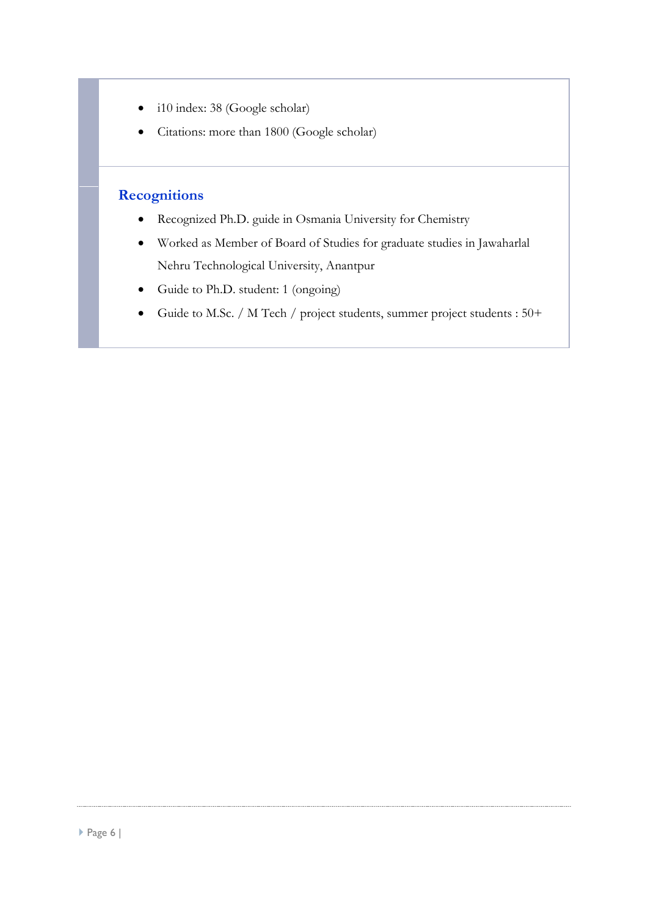- i10 index: 38 (Google scholar)
- Citations: more than 1800 (Google scholar)

## Recognitions

- Recognized Ph.D. guide in Osmania University for Chemistry
- Worked as Member of Board of Studies for graduate studies in Jawaharlal Nehru Technological University, Anantpur
- Guide to Ph.D. student: 1 (ongoing)
- Guide to M.Sc. / M Tech / project students, summer project students : 50+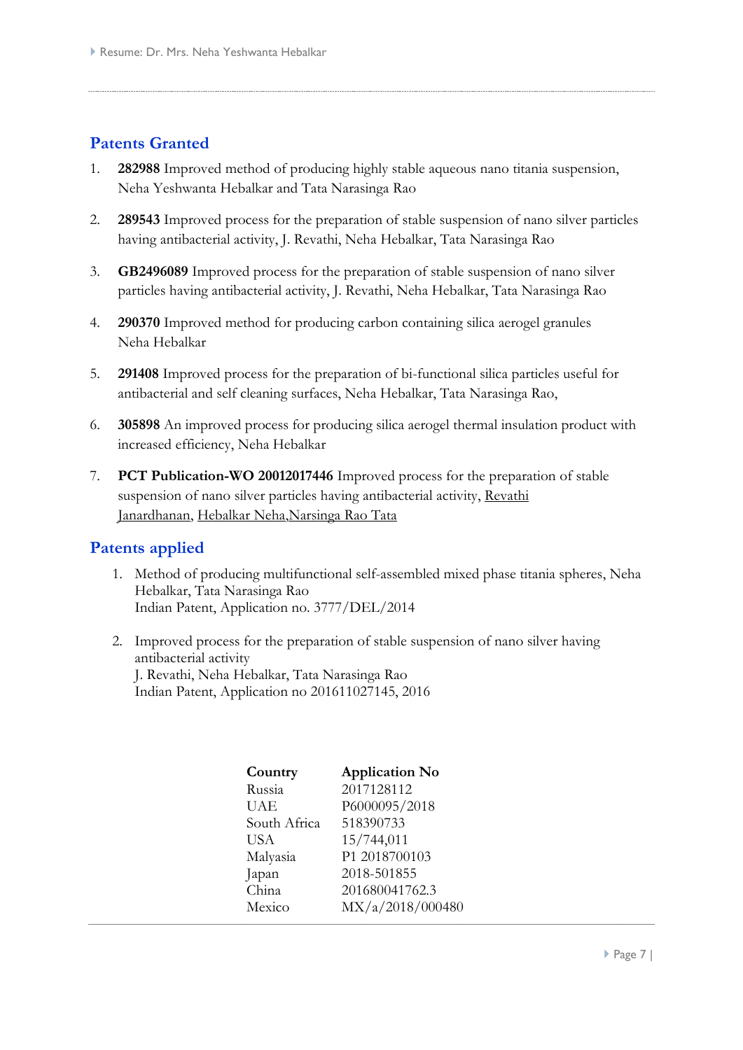## Patents Granted

1. **282988** Improved method of producing highly stable aqueous nano titania suspension, Neha Yeshwanta Hebalkar and Tata Narasinga Rao

2. **289543** Improved process for the preparation of stable suspension of nano silver particles having antibacterial activity, J. Revathi, Neha Hebalkar, Tata Narasinga Rao

3. **GB2496089** Improved process for the preparation of stable suspension of nano silver particles having antibacterial activity, J. Revathi, Neha Hebalkar, Tata Narasinga Rao

4. **290370** Improved method for producing carbon containing silica aerogel granules Neha Hebalkar

5. **291408** Improved process for the preparation of bi-functional silica particles useful for antibacterial and self cleaning surfaces, Neha Hebalkar, Tata Narasinga Rao,

6. **305898** An improved process for producing silica aerogel thermal insulation product with increased efficiency, Neha Hebalkar

7. **PCT Publication-WO 20012017446** Improved process for the preparation of stable suspension of nano silver particles having antibacterial activity, Revathi Janardhanan, Hebalkar Neha,Narsinga Rao Tata

## Patents applied

1. Method of producing multifunctional self-assembled mixed phase titania spheres, Neha Hebalkar, Tata Narasinga Rao
   Indian Patent, Application no. 3777/DEL/2014

2. Improved process for the preparation of stable suspension of nano silver having antibacterial activity
   J. Revathi, Neha Hebalkar, Tata Narasinga Rao
   Indian Patent, Application no 201611027145, 2016

| Country | Application No |
|---|---|
| Russia | 2017128112 |
| UAE | P6000095/2018 |
| South Africa | 518390733 |
| USA | 15/744,011 |
| Malyasia | P1 2018700103 |
| Japan | 2018-501855 |
| China | 201680041762.3 |
| Mexico | MX/a/2018/000480 |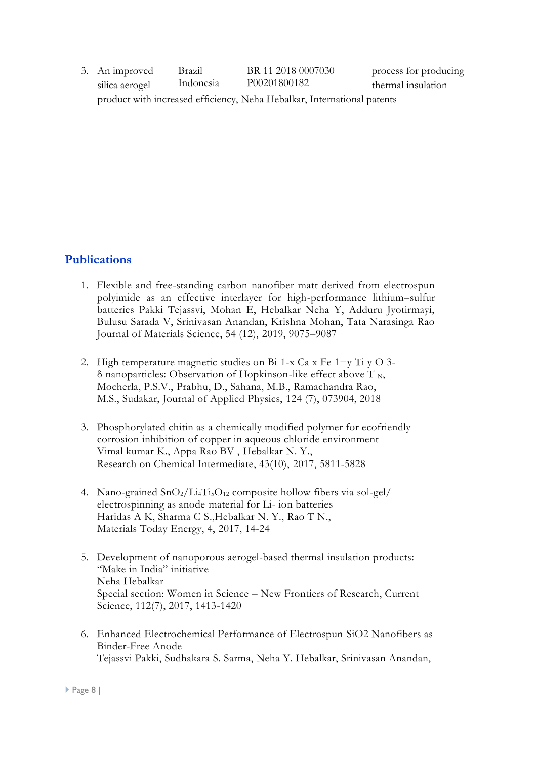3. An improved silica aerogel process for producing thermal insulation product with increased efficiency, Neha Hebalkar, International patents

| | | |
|---|---|---|
| Brazil | BR 11 2018 0007030 | |
| Indonesia | P00201800182 | |

## Publications

1. Flexible and free-standing carbon nanofiber matt derived from electrospun polyimide as an effective interlayer for high-performance lithium–sulfur batteries Pakki Tejassvi, Mohan E, Hebalkar Neha Y, Adduru Jyotirmayi, Bulusu Sarada V, Srinivasan Anandan, Krishna Mohan, Tata Narasinga Rao Journal of Materials Science, 54 (12), 2019, 9075–9087

2. High temperature magnetic studies on $Bi_{1-x}Ca_xFe_{1-y}Ti_yO_{3-\delta}$ nanoparticles: Observation of Hopkinson-like effect above $T_N$, Mocherla, P.S.V., Prabhu, D., Sahana, M.B., Ramachandra Rao, M.S., Sudakar, Journal of Applied Physics, 124 (7), 073904, 2018

3. Phosphorylated chitin as a chemically modified polymer for ecofriendly corrosion inhibition of copper in aqueous chloride environment Vimal kumar K., Appa Rao BV , Hebalkar N. Y., Research on Chemical Intermediate, 43(10), 2017, 5811-5828

4. Nano-grained $SnO_2/Li_4Ti_5O_{12}$ composite hollow fibers via sol-gel/ electrospinning as anode material for Li- ion batteries Haridas A K, Sharma C S.,Hebalkar N. Y., Rao T N., Materials Today Energy, 4, 2017, 14-24

5. Development of nanoporous aerogel-based thermal insulation products: "Make in India" initiative Neha Hebalkar Special section: Women in Science – New Frontiers of Research, Current Science, 112(7), 2017, 1413-1420

6. Enhanced Electrochemical Performance of Electrospun SiO2 Nanofibers as Binder-Free Anode Tejassvi Pakki, Sudhakara S. Sarma, Neha Y. Hebalkar, Srinivasan Anandan,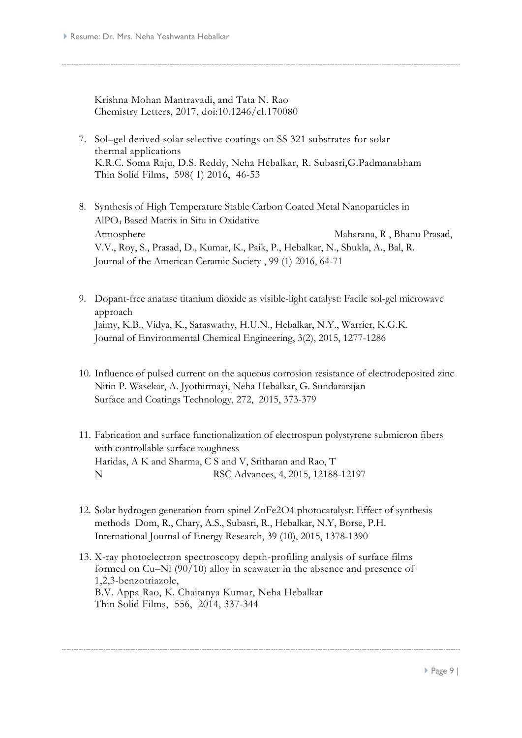Krishna Mohan Mantravadi, and Tata N. Rao
Chemistry Letters, 2017, doi:10.1246/cl.170080

7. Sol–gel derived solar selective coatings on SS 321 substrates for solar thermal applications
   K.R.C. Soma Raju, D.S. Reddy, Neha Hebalkar, R. Subasri,G.Padmanabham
   Thin Solid Films, 598( 1) 2016, 46-53

8. Synthesis of High Temperature Stable Carbon Coated Metal Nanoparticles in $AlPO_4$ Based Matrix in Situ in Oxidative Atmosphere Maharana, R , Bhanu Prasad, V.V., Roy, S., Prasad, D., Kumar, K., Paik, P., Hebalkar, N., Shukla, A., Bal, R.
   Journal of the American Ceramic Society , 99 (1) 2016, 64-71

9. Dopant-free anatase titanium dioxide as visible-light catalyst: Facile sol-gel microwave approach
   Jaimy, K.B., Vidya, K., Saraswathy, H.U.N., Hebalkar, N.Y., Warrier, K.G.K.
   Journal of Environmental Chemical Engineering, 3(2), 2015, 1277-1286

10. Influence of pulsed current on the aqueous corrosion resistance of electrodeposited zinc
    Nitin P. Wasekar, A. Jyothirmayi, Neha Hebalkar, G. Sundararajan
    Surface and Coatings Technology, 272, 2015, 373-379

11. Fabrication and surface functionalization of electrospun polystyrene submicron fibers with controllable surface roughness
    Haridas, A K and Sharma, C S and V, Sritharan and Rao, T N RSC Advances, 4, 2015, 12188-12197

12. Solar hydrogen generation from spinel $ZnFe_2O_4$ photocatalyst: Effect of synthesis methods Dom, R., Chary, A.S., Subasri, R., Hebalkar, N.Y, Borse, P.H.
    International Journal of Energy Research, 39 (10), 2015, 1378-1390

13. X-ray photoelectron spectroscopy depth-profiling analysis of surface films formed on Cu–Ni (90/10) alloy in seawater in the absence and presence of 1,2,3-benzotriazole,
    B.V. Appa Rao, K. Chaitanya Kumar, Neha Hebalkar
    Thin Solid Films, 556, 2014, 337-344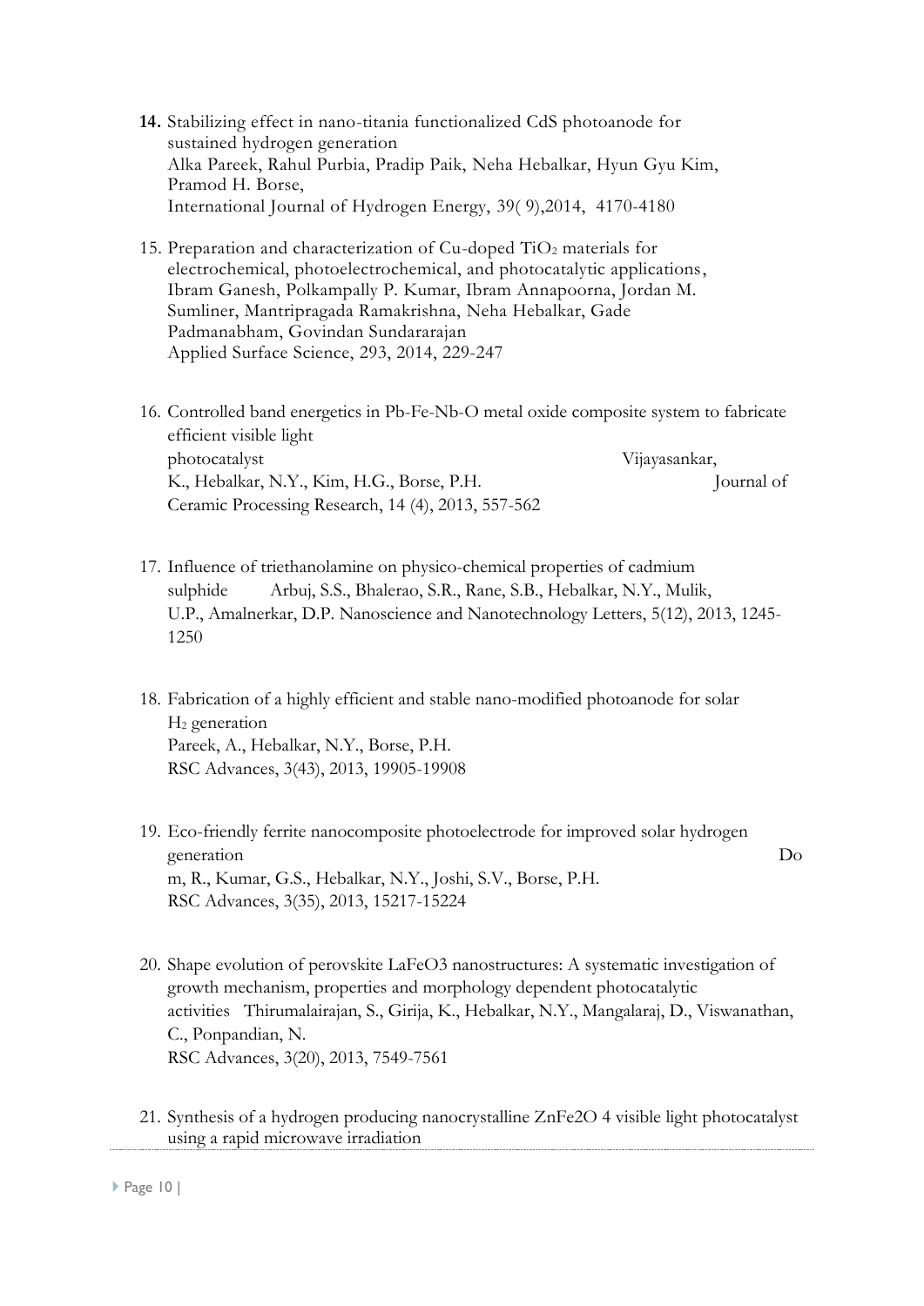14. Stabilizing effect in nano-titania functionalized CdS photoanode for sustained hydrogen generation
    Alka Pareek, Rahul Purbia, Pradip Paik, Neha Hebalkar, Hyun Gyu Kim, Pramod H. Borse,
    International Journal of Hydrogen Energy, 39( 9),2014, 4170-4180

15. Preparation and characterization of Cu-doped $TiO_2$ materials for electrochemical, photoelectrochemical, and photocatalytic applications, Ibram Ganesh, Polkampally P. Kumar, Ibram Annapoorna, Jordan M. Sumliner, Mantripragada Ramakrishna, Neha Hebalkar, Gade Padmanabham, Govindan Sundararajan
    Applied Surface Science, 293, 2014, 229-247

16. Controlled band energetics in Pb-Fe-Nb-O metal oxide composite system to fabricate efficient visible light photocatalyst Vijayasankar, K., Hebalkar, N.Y., Kim, H.G., Borse, P.H. Journal of Ceramic Processing Research, 14 (4), 2013, 557-562

17. Influence of triethanolamine on physico-chemical properties of cadmium sulphide Arbuj, S.S., Bhalerao, S.R., Rane, S.B., Hebalkar, N.Y., Mulik, U.P., Amalnerkar, D.P. Nanoscience and Nanotechnology Letters, 5(12), 2013, 1245-1250

18. Fabrication of a highly efficient and stable nano-modified photoanode for solar $H_2$ generation
    Pareek, A., Hebalkar, N.Y., Borse, P.H.
    RSC Advances, 3(43), 2013, 19905-19908

19. Eco-friendly ferrite nanocomposite photoelectrode for improved solar hydrogen generation Dom, R., Kumar, G.S., Hebalkar, N.Y., Joshi, S.V., Borse, P.H.
    RSC Advances, 3(35), 2013, 15217-15224

20. Shape evolution of perovskite $LaFeO_3$ nanostructures: A systematic investigation of growth mechanism, properties and morphology dependent photocatalytic activities Thirumalairajan, S., Girija, K., Hebalkar, N.Y., Mangalaraj, D., Viswanathan, C., Ponpandian, N.
    RSC Advances, 3(20), 2013, 7549-7561

21. Synthesis of a hydrogen producing nanocrystalline $ZnFe_2O_4$ visible light photocatalyst using a rapid microwave irradiation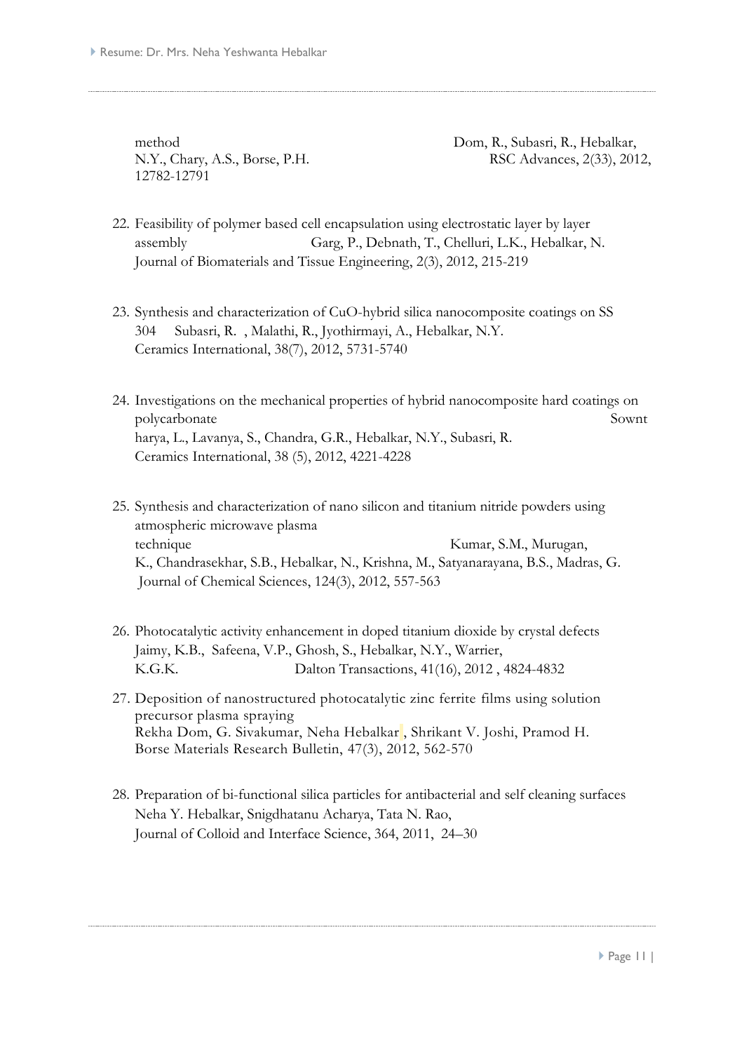method Dom, R., Subasri, R., Hebalkar, N.Y., Chary, A.S., Borse, P.H. RSC Advances, 2(33), 2012, 12782-12791

22. Feasibility of polymer based cell encapsulation using electrostatic layer by layer assembly Garg, P., Debnath, T., Chelluri, L.K., Hebalkar, N. Journal of Biomaterials and Tissue Engineering, 2(3), 2012, 215-219

23. Synthesis and characterization of CuO-hybrid silica nanocomposite coatings on SS 304 Subasri, R. , Malathi, R., Jyothirmayi, A., Hebalkar, N.Y. Ceramics International, 38(7), 2012, 5731-5740

24. Investigations on the mechanical properties of hybrid nanocomposite hard coatings on polycarbonate Sownt harya, L., Lavanya, S., Chandra, G.R., Hebalkar, N.Y., Subasri, R. Ceramics International, 38 (5), 2012, 4221-4228

25. Synthesis and characterization of nano silicon and titanium nitride powders using atmospheric microwave plasma technique Kumar, S.M., Murugan, K., Chandrasekhar, S.B., Hebalkar, N., Krishna, M., Satyanarayana, B.S., Madras, G. Journal of Chemical Sciences, 124(3), 2012, 557-563

26. Photocatalytic activity enhancement in doped titanium dioxide by crystal defects Jaimy, K.B., Safeena, V.P., Ghosh, S., Hebalkar, N.Y., Warrier, K.G.K. Dalton Transactions, 41(16), 2012 , 4824-4832

27. Deposition of nanostructured photocatalytic zinc ferrite films using solution precursor plasma spraying Rekha Dom, G. Sivakumar, Neha Hebalkar , Shrikant V. Joshi, Pramod H. Borse Materials Research Bulletin, 47(3), 2012, 562-570

28. Preparation of bi-functional silica particles for antibacterial and self cleaning surfaces Neha Y. Hebalkar, Snigdhatanu Acharya, Tata N. Rao, Journal of Colloid and Interface Science, 364, 2011, 24–30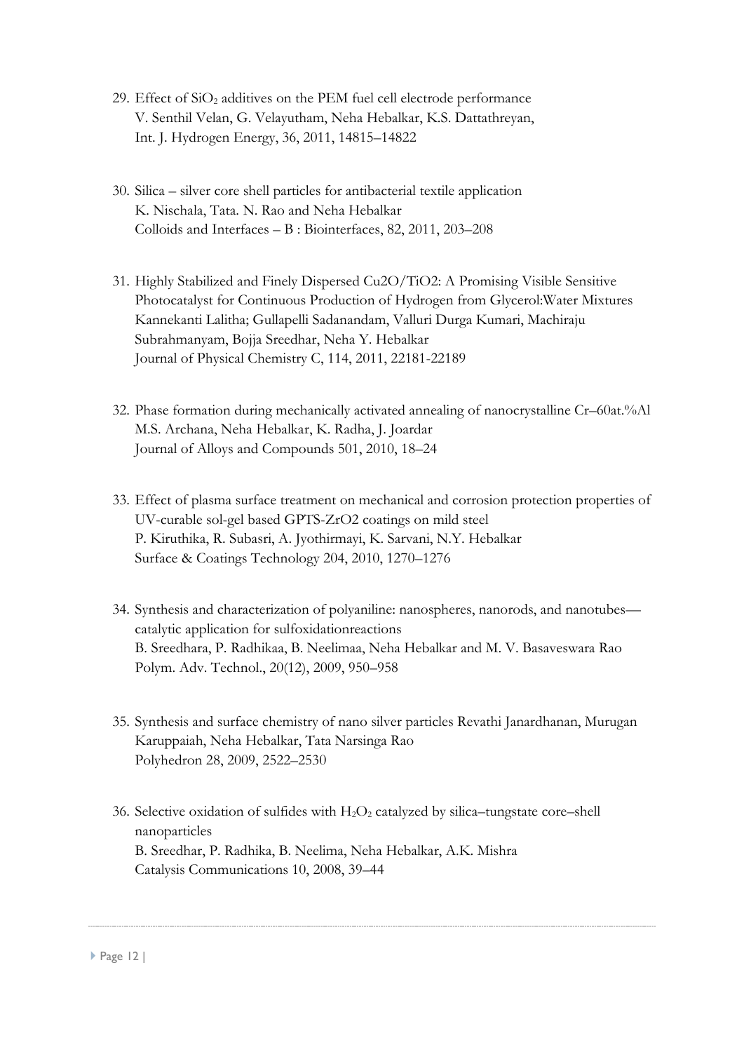29. Effect of $SiO_2$ additives on the PEM fuel cell electrode performance
    V. Senthil Velan, G. Velayutham, Neha Hebalkar, K.S. Dattathreyan,
    Int. J. Hydrogen Energy, 36, 2011, 14815–14822

30. Silica – silver core shell particles for antibacterial textile application
    K. Nischala, Tata. N. Rao and Neha Hebalkar
    Colloids and Interfaces – B : Biointerfaces, 82, 2011, 203–208

31. Highly Stabilized and Finely Dispersed Cu2O/TiO2: A Promising Visible Sensitive Photocatalyst for Continuous Production of Hydrogen from Glycerol:Water Mixtures
    Kannekanti Lalitha; Gullapelli Sadanandam, Valluri Durga Kumari, Machiraju Subrahmanyam, Bojja Sreedhar, Neha Y. Hebalkar
    Journal of Physical Chemistry C, 114, 2011, 22181-22189

32. Phase formation during mechanically activated annealing of nanocrystalline Cr–60at.%Al
    M.S. Archana, Neha Hebalkar, K. Radha, J. Joardar
    Journal of Alloys and Compounds 501, 2010, 18–24

33. Effect of plasma surface treatment on mechanical and corrosion protection properties of UV-curable sol-gel based GPTS-ZrO2 coatings on mild steel
    P. Kiruthika, R. Subasri, A. Jyothirmayi, K. Sarvani, N.Y. Hebalkar
    Surface & Coatings Technology 204, 2010, 1270–1276

34. Synthesis and characterization of polyaniline: nanospheres, nanorods, and nanotubes—catalytic application for sulfoxidationreactions
    B. Sreedhara, P. Radhikaa, B. Neelimaa, Neha Hebalkar and M. V. Basaveswara Rao
    Polym. Adv. Technol., 20(12), 2009, 950–958

35. Synthesis and surface chemistry of nano silver particles Revathi Janardhanan, Murugan Karuppaiah, Neha Hebalkar, Tata Narsinga Rao
    Polyhedron 28, 2009, 2522–2530

36. Selective oxidation of sulfides with $H_2O_2$ catalyzed by silica–tungstate core–shell nanoparticles
    B. Sreedhar, P. Radhika, B. Neelima, Neha Hebalkar, A.K. Mishra
    Catalysis Communications 10, 2008, 39–44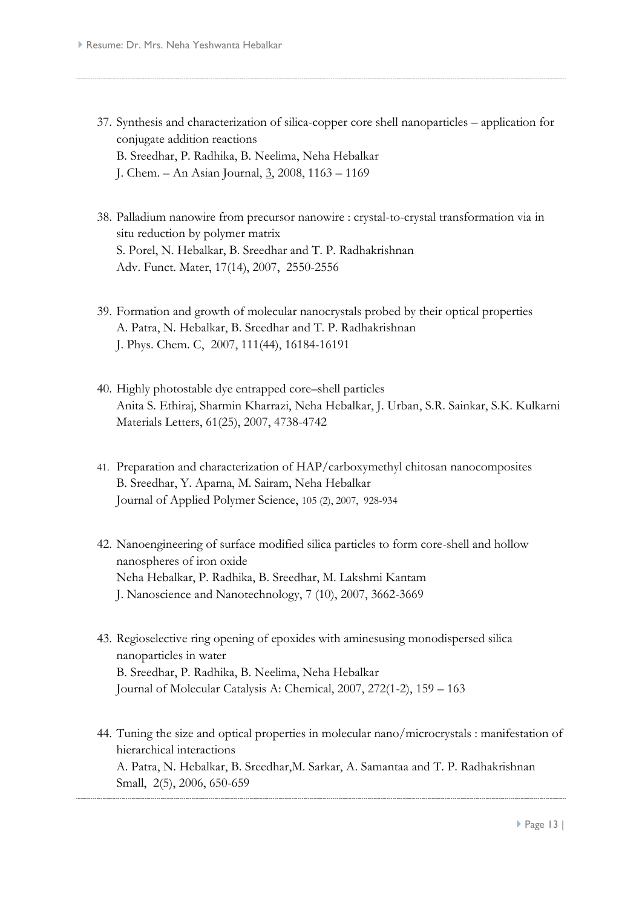37. Synthesis and characterization of silica-copper core shell nanoparticles – application for conjugate addition reactions
    B. Sreedhar, P. Radhika, B. Neelima, Neha Hebalkar
    J. Chem. – An Asian Journal, 3, 2008, 1163 – 1169

38. Palladium nanowire from precursor nanowire : crystal-to-crystal transformation via in situ reduction by polymer matrix
    S. Porel, N. Hebalkar, B. Sreedhar and T. P. Radhakrishnan
    Adv. Funct. Mater, 17(14), 2007, 2550-2556

39. Formation and growth of molecular nanocrystals probed by their optical properties
    A. Patra, N. Hebalkar, B. Sreedhar and T. P. Radhakrishnan
    J. Phys. Chem. C, 2007, 111(44), 16184-16191

40. Highly photostable dye entrapped core–shell particles
    Anita S. Ethiraj, Sharmin Kharrazi, Neha Hebalkar, J. Urban, S.R. Sainkar, S.K. Kulkarni
    Materials Letters, 61(25), 2007, 4738-4742

41. Preparation and characterization of HAP/carboxymethyl chitosan nanocomposites
    B. Sreedhar, Y. Aparna, M. Sairam, Neha Hebalkar
    Journal of Applied Polymer Science, 105 (2), 2007, 928-934

42. Nanoengineering of surface modified silica particles to form core-shell and hollow nanospheres of iron oxide
    Neha Hebalkar, P. Radhika, B. Sreedhar, M. Lakshmi Kantam
    J. Nanoscience and Nanotechnology, 7 (10), 2007, 3662-3669

43. Regioselective ring opening of epoxides with aminesusing monodispersed silica nanoparticles in water
    B. Sreedhar, P. Radhika, B. Neelima, Neha Hebalkar
    Journal of Molecular Catalysis A: Chemical, 2007, 272(1-2), 159 – 163

44. Tuning the size and optical properties in molecular nano/microcrystals : manifestation of hierarchical interactions
    A. Patra, N. Hebalkar, B. Sreedhar,M. Sarkar, A. Samantaa and T. P. Radhakrishnan
    Small, 2(5), 2006, 650-659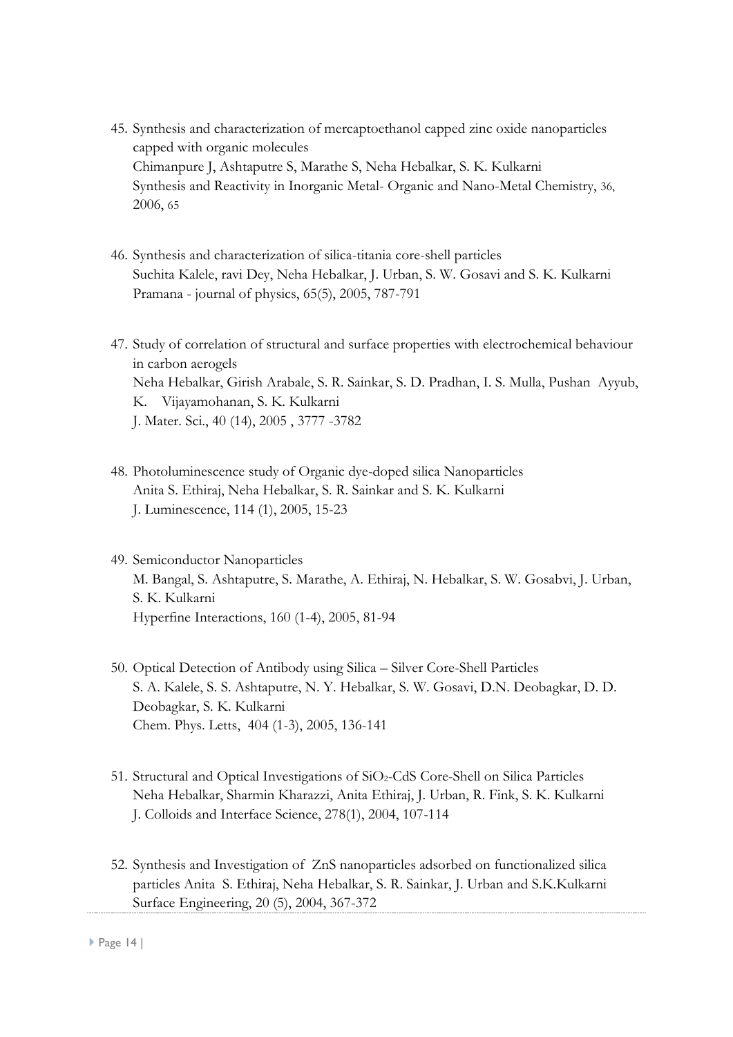45. Synthesis and characterization of mercaptoethanol capped zinc oxide nanoparticles capped with organic molecules
    Chimanpure J, Ashtaputre S, Marathe S, Neha Hebalkar, S. K. Kulkarni
    Synthesis and Reactivity in Inorganic Metal- Organic and Nano-Metal Chemistry, 36, 2006, 65

46. Synthesis and characterization of silica-titania core-shell particles
    Suchita Kalele, ravi Dey, Neha Hebalkar, J. Urban, S. W. Gosavi and S. K. Kulkarni
    Pramana - journal of physics, 65(5), 2005, 787-791

47. Study of correlation of structural and surface properties with electrochemical behaviour in carbon aerogels
    Neha Hebalkar, Girish Arabale, S. R. Sainkar, S. D. Pradhan, I. S. Mulla, Pushan Ayyub, K. Vijayamohanan, S. K. Kulkarni
    J. Mater. Sci., 40 (14), 2005 , 3777 -3782

48. Photoluminescence study of Organic dye-doped silica Nanoparticles
    Anita S. Ethiraj, Neha Hebalkar, S. R. Sainkar and S. K. Kulkarni
    J. Luminescence, 114 (1), 2005, 15-23

49. Semiconductor Nanoparticles
    M. Bangal, S. Ashtaputre, S. Marathe, A. Ethiraj, N. Hebalkar, S. W. Gosabvi, J. Urban, S. K. Kulkarni
    Hyperfine Interactions, 160 (1-4), 2005, 81-94

50. Optical Detection of Antibody using Silica – Silver Core-Shell Particles
    S. A. Kalele, S. S. Ashtaputre, N. Y. Hebalkar, S. W. Gosavi, D.N. Deobagkar, D. D. Deobagkar, S. K. Kulkarni
    Chem. Phys. Letts, 404 (1-3), 2005, 136-141

51. Structural and Optical Investigations of $SiO_2$-CdS Core-Shell on Silica Particles
    Neha Hebalkar, Sharmin Kharazzi, Anita Ethiraj, J. Urban, R. Fink, S. K. Kulkarni
    J. Colloids and Interface Science, 278(1), 2004, 107-114

52. Synthesis and Investigation of ZnS nanoparticles adsorbed on functionalized silica particles Anita S. Ethiraj, Neha Hebalkar, S. R. Sainkar, J. Urban and S.K.Kulkarni
    Surface Engineering, 20 (5), 2004, 367-372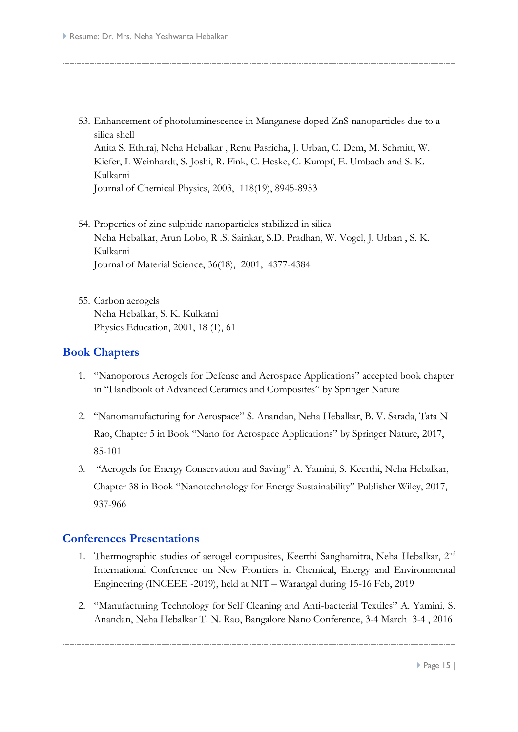53. Enhancement of photoluminescence in Manganese doped ZnS nanoparticles due to a silica shell
    Anita S. Ethiraj, Neha Hebalkar , Renu Pasricha, J. Urban, C. Dem, M. Schmitt, W. Kiefer, L Weinhardt, S. Joshi, R. Fink, C. Heske, C. Kumpf, E. Umbach and S. K. Kulkarni
    Journal of Chemical Physics, 2003, 118(19), 8945-8953

54. Properties of zinc sulphide nanoparticles stabilized in silica
    Neha Hebalkar, Arun Lobo, R .S. Sainkar, S.D. Pradhan, W. Vogel, J. Urban , S. K. Kulkarni
    Journal of Material Science, 36(18), 2001, 4377-4384

55. Carbon aerogels
    Neha Hebalkar, S. K. Kulkarni
    Physics Education, 2001, 18 (1), 61

## Book Chapters

1. "Nanoporous Aerogels for Defense and Aerospace Applications" accepted book chapter in "Handbook of Advanced Ceramics and Composites" by Springer Nature

2. "Nanomanufacturing for Aerospace" S. Anandan, Neha Hebalkar, B. V. Sarada, Tata N Rao, Chapter 5 in Book "Nano for Aerospace Applications" by Springer Nature, 2017, 85-101

3. "Aerogels for Energy Conservation and Saving" A. Yamini, S. Keerthi, Neha Hebalkar, Chapter 38 in Book "Nanotechnology for Energy Sustainability" Publisher Wiley, 2017, 937-966

## Conferences Presentations

1. Thermographic studies of aerogel composites, Keerthi Sanghamitra, Neha Hebalkar, 2nd International Conference on New Frontiers in Chemical, Energy and Environmental Engineering (INCEEE -2019), held at NIT – Warangal during 15-16 Feb, 2019

2. "Manufacturing Technology for Self Cleaning and Anti-bacterial Textiles" A. Yamini, S. Anandan, Neha Hebalkar T. N. Rao, Bangalore Nano Conference, 3-4 March 3-4 , 2016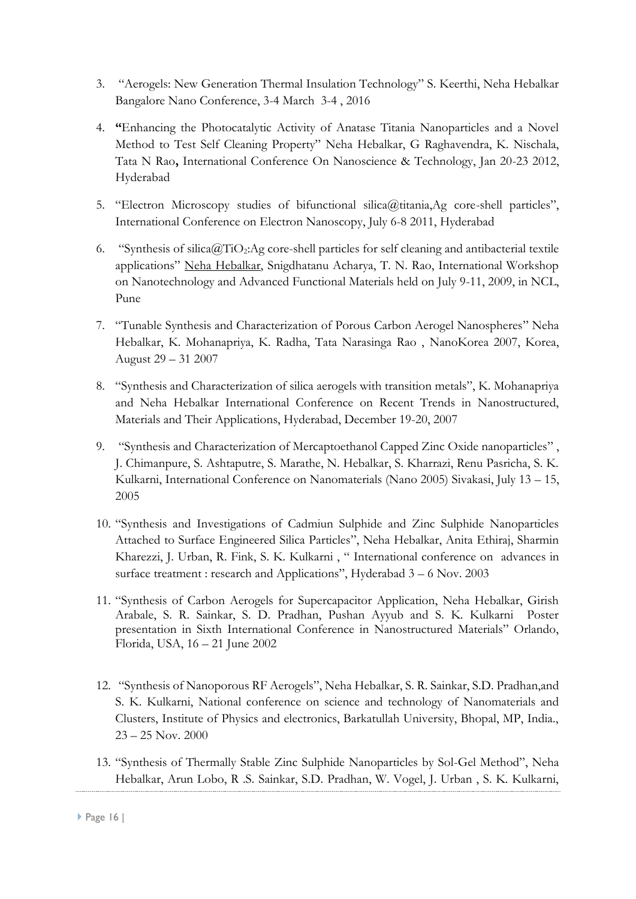3. "Aerogels: New Generation Thermal Insulation Technology" S. Keerthi, Neha Hebalkar Bangalore Nano Conference, 3-4 March 3-4 , 2016

4. **"**Enhancing the Photocatalytic Activity of Anatase Titania Nanoparticles and a Novel Method to Test Self Cleaning Property" Neha Hebalkar, G Raghavendra, K. Nischala, Tata N Rao**,** International Conference On Nanoscience & Technology, Jan 20-23 2012, Hyderabad

5. "Electron Microscopy studies of bifunctional silica@titania,Ag core-shell particles", International Conference on Electron Nanoscopy, July 6-8 2011, Hyderabad

6. "Synthesis of silica@$TiO_2$:Ag core-shell particles for self cleaning and antibacterial textile applications" Neha Hebalkar, Snigdhatanu Acharya, T. N. Rao, International Workshop on Nanotechnology and Advanced Functional Materials held on July 9-11, 2009, in NCL, Pune

7. "Tunable Synthesis and Characterization of Porous Carbon Aerogel Nanospheres" Neha Hebalkar, K. Mohanapriya, K. Radha, Tata Narasinga Rao , NanoKorea 2007, Korea, August 29 – 31 2007

8. "Synthesis and Characterization of silica aerogels with transition metals", K. Mohanapriya and Neha Hebalkar International Conference on Recent Trends in Nanostructured, Materials and Their Applications, Hyderabad, December 19-20, 2007

9. "Synthesis and Characterization of Mercaptoethanol Capped Zinc Oxide nanoparticles" , J. Chimanpure, S. Ashtaputre, S. Marathe, N. Hebalkar, S. Kharrazi, Renu Pasricha, S. K. Kulkarni, International Conference on Nanomaterials (Nano 2005) Sivakasi, July 13 – 15, 2005

10. "Synthesis and Investigations of Cadmiun Sulphide and Zinc Sulphide Nanoparticles Attached to Surface Engineered Silica Particles", Neha Hebalkar, Anita Ethiraj, Sharmin Kharezzi, J. Urban, R. Fink, S. K. Kulkarni , " International conference on advances in surface treatment : research and Applications", Hyderabad 3 – 6 Nov. 2003

11. "Synthesis of Carbon Aerogels for Supercapacitor Application, Neha Hebalkar, Girish Arabale, S. R. Sainkar, S. D. Pradhan, Pushan Ayyub and S. K. Kulkarni Poster presentation in Sixth International Conference in Nanostructured Materials" Orlando, Florida, USA, 16 – 21 June 2002

12. "Synthesis of Nanoporous RF Aerogels", Neha Hebalkar, S. R. Sainkar, S.D. Pradhan,and S. K. Kulkarni, National conference on science and technology of Nanomaterials and Clusters, Institute of Physics and electronics, Barkatullah University, Bhopal, MP, India., 23 – 25 Nov. 2000

13. "Synthesis of Thermally Stable Zinc Sulphide Nanoparticles by Sol-Gel Method", Neha Hebalkar, Arun Lobo, R .S. Sainkar, S.D. Pradhan, W. Vogel, J. Urban , S. K. Kulkarni,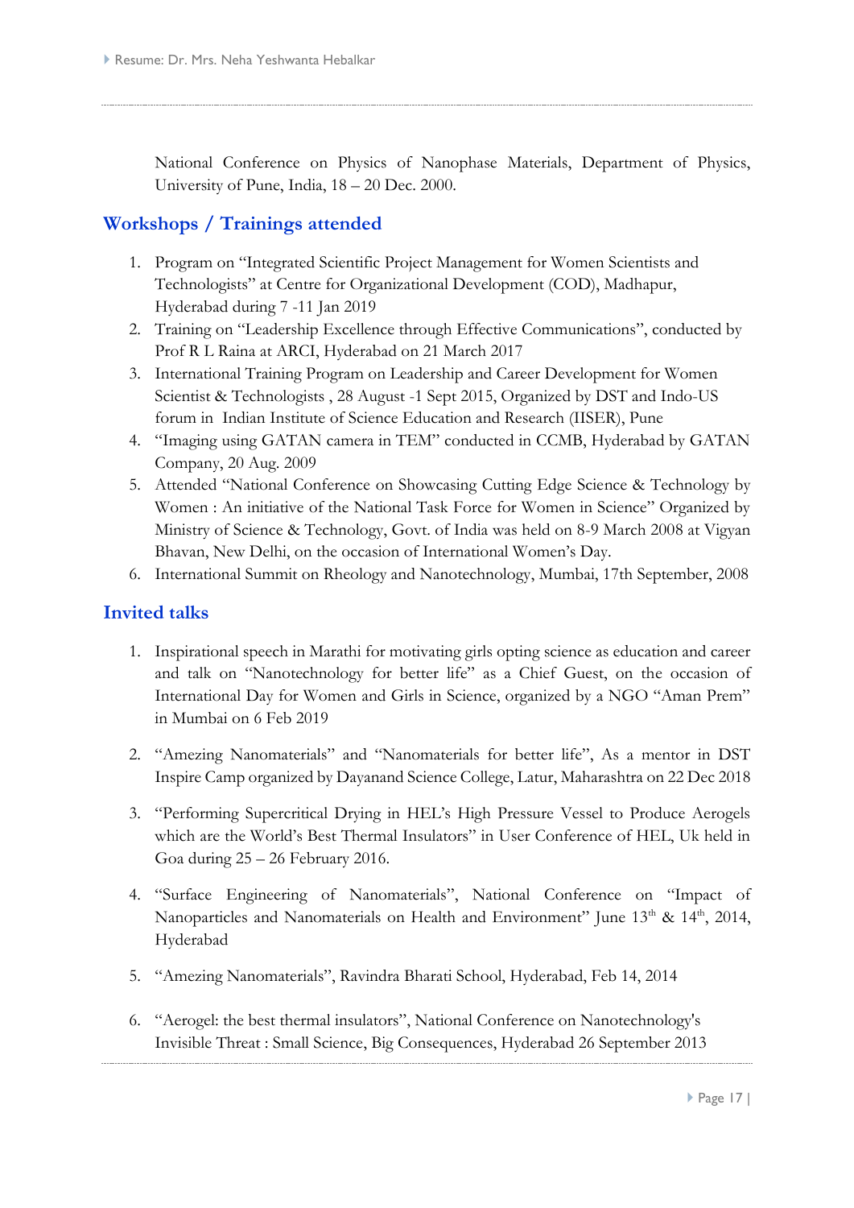National Conference on Physics of Nanophase Materials, Department of Physics, University of Pune, India, 18 – 20 Dec. 2000.

## Workshops / Trainings attended

1. Program on "Integrated Scientific Project Management for Women Scientists and Technologists" at Centre for Organizational Development (COD), Madhapur, Hyderabad during 7 -11 Jan 2019
2. Training on "Leadership Excellence through Effective Communications", conducted by Prof R L Raina at ARCI, Hyderabad on 21 March 2017
3. International Training Program on Leadership and Career Development for Women Scientist & Technologists , 28 August -1 Sept 2015, Organized by DST and Indo-US forum in Indian Institute of Science Education and Research (IISER), Pune
4. "Imaging using GATAN camera in TEM" conducted in CCMB, Hyderabad by GATAN Company, 20 Aug. 2009
5. Attended "National Conference on Showcasing Cutting Edge Science & Technology by Women : An initiative of the National Task Force for Women in Science" Organized by Ministry of Science & Technology, Govt. of India was held on 8-9 March 2008 at Vigyan Bhavan, New Delhi, on the occasion of International Women's Day.
6. International Summit on Rheology and Nanotechnology, Mumbai, 17th September, 2008

## Invited talks

1. Inspirational speech in Marathi for motivating girls opting science as education and career and talk on "Nanotechnology for better life" as a Chief Guest, on the occasion of International Day for Women and Girls in Science, organized by a NGO "Aman Prem" in Mumbai on 6 Feb 2019

2. "Amezing Nanomaterials" and "Nanomaterials for better life", As a mentor in DST Inspire Camp organized by Dayanand Science College, Latur, Maharashtra on 22 Dec 2018

3. "Performing Supercritical Drying in HEL's High Pressure Vessel to Produce Aerogels which are the World's Best Thermal Insulators" in User Conference of HEL, Uk held in Goa during 25 – 26 February 2016.

4. "Surface Engineering of Nanomaterials", National Conference on "Impact of Nanoparticles and Nanomaterials on Health and Environment" June 13th & 14th, 2014, Hyderabad

5. "Amezing Nanomaterials", Ravindra Bharati School, Hyderabad, Feb 14, 2014

6. "Aerogel: the best thermal insulators", National Conference on Nanotechnology's Invisible Threat : Small Science, Big Consequences, Hyderabad 26 September 2013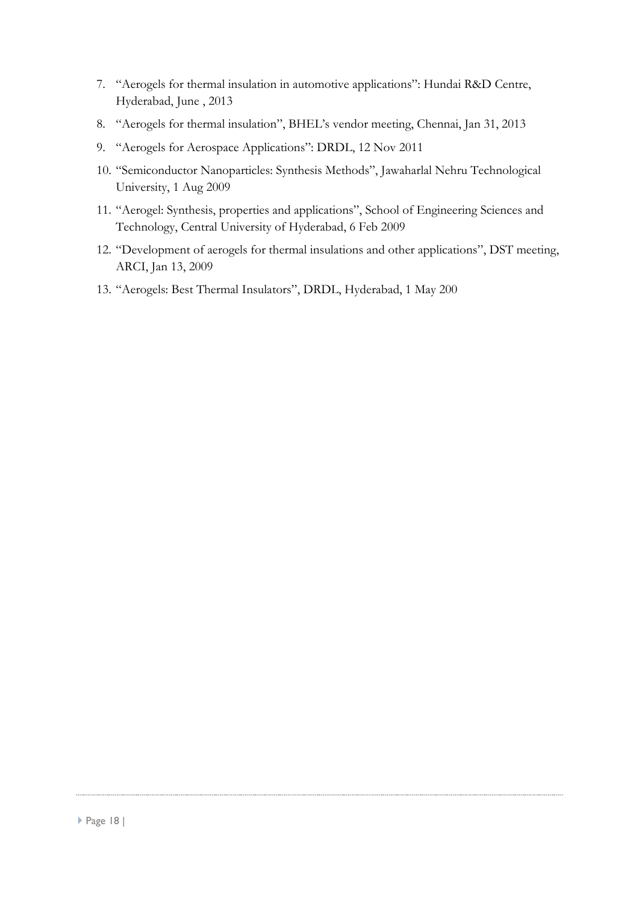7. "Aerogels for thermal insulation in automotive applications": Hundai R&D Centre, Hyderabad, June , 2013
8. "Aerogels for thermal insulation", BHEL's vendor meeting, Chennai, Jan 31, 2013
9. "Aerogels for Aerospace Applications": DRDL, 12 Nov 2011
10. "Semiconductor Nanoparticles: Synthesis Methods", Jawaharlal Nehru Technological University, 1 Aug 2009
11. "Aerogel: Synthesis, properties and applications", School of Engineering Sciences and Technology, Central University of Hyderabad, 6 Feb 2009
12. "Development of aerogels for thermal insulations and other applications", DST meeting, ARCI, Jan 13, 2009
13. "Aerogels: Best Thermal Insulators", DRDL, Hyderabad, 1 May 200